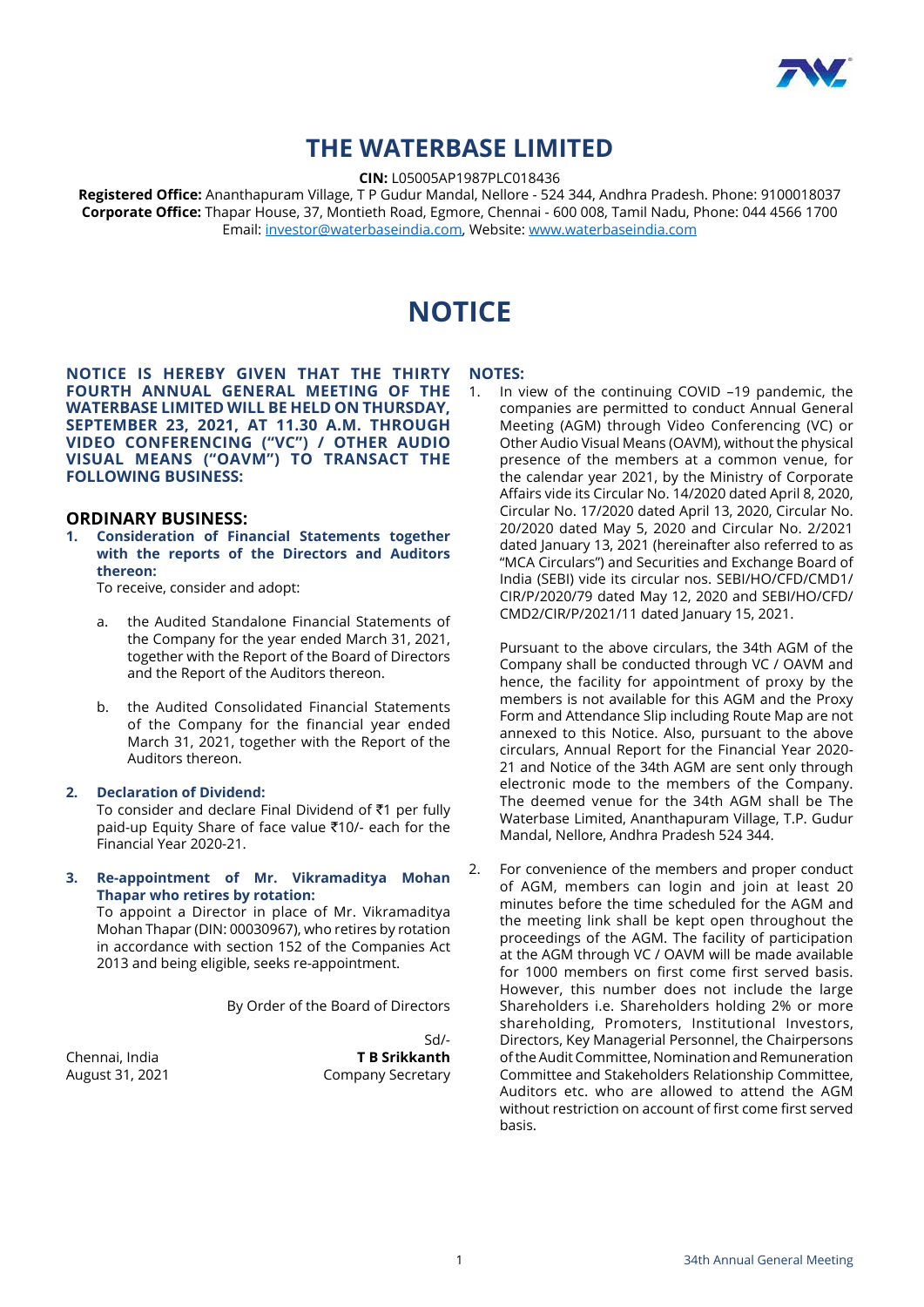# THE WATERBASE LIMITED

**CIN:** L05005AP1987PLC018436

**Registered Office:** Ananthapuram Village, T P Gudur Mandal, Nellore - 524 344, Andhra Pradesh. Phone: 9100018037
**Corporate Office:** Thapar House, 37, Montieth Road, Egmore, Chennai - 600 008, Tamil Nadu, Phone: 044 4566 1700
Email: investor@waterbaseindia.com, Website: www.waterbaseindia.com

# NOTICE

**NOTICE IS HEREBY GIVEN THAT THE THIRTY FOURTH ANNUAL GENERAL MEETING OF THE WATERBASE LIMITED WILL BE HELD ON THURSDAY, SEPTEMBER 23, 2021, AT 11.30 A.M. THROUGH VIDEO CONFERENCING ("VC") / OTHER AUDIO VISUAL MEANS ("OAVM") TO TRANSACT THE FOLLOWING BUSINESS:**

## ORDINARY BUSINESS:

1. **Consideration of Financial Statements together with the reports of the Directors and Auditors thereon:**

   To receive, consider and adopt:

   a. the Audited Standalone Financial Statements of the Company for the year ended March 31, 2021, together with the Report of the Board of Directors and the Report of the Auditors thereon.

   b. the Audited Consolidated Financial Statements of the Company for the financial year ended March 31, 2021, together with the Report of the Auditors thereon.

2. **Declaration of Dividend:**

   To consider and declare Final Dividend of ₹1 per fully paid-up Equity Share of face value ₹10/- each for the Financial Year 2020-21.

3. **Re-appointment of Mr. Vikramaditya Mohan Thapar who retires by rotation:**

   To appoint a Director in place of Mr. Vikramaditya Mohan Thapar (DIN: 00030967), who retires by rotation in accordance with section 152 of the Companies Act 2013 and being eligible, seeks re-appointment.

By Order of the Board of Directors

Sd/-
**T B Srikkanth**
Company Secretary

Chennai, India
August 31, 2021

## NOTES:

1. In view of the continuing COVID –19 pandemic, the companies are permitted to conduct Annual General Meeting (AGM) through Video Conferencing (VC) or Other Audio Visual Means (OAVM), without the physical presence of the members at a common venue, for the calendar year 2021, by the Ministry of Corporate Affairs vide its Circular No. 14/2020 dated April 8, 2020, Circular No. 17/2020 dated April 13, 2020, Circular No. 20/2020 dated May 5, 2020 and Circular No. 2/2021 dated January 13, 2021 (hereinafter also referred to as "MCA Circulars") and Securities and Exchange Board of India (SEBI) vide its circular nos. SEBI/HO/CFD/CMD1/CIR/P/2020/79 dated May 12, 2020 and SEBI/HO/CFD/CMD2/CIR/P/2021/11 dated January 15, 2021.

   Pursuant to the above circulars, the 34th AGM of the Company shall be conducted through VC / OAVM and hence, the facility for appointment of proxy by the members is not available for this AGM and the Proxy Form and Attendance Slip including Route Map are not annexed to this Notice. Also, pursuant to the above circulars, Annual Report for the Financial Year 2020-21 and Notice of the 34th AGM are sent only through electronic mode to the members of the Company. The deemed venue for the 34th AGM shall be The Waterbase Limited, Ananthapuram Village, T.P. Gudur Mandal, Nellore, Andhra Pradesh 524 344.

2. For convenience of the members and proper conduct of AGM, members can login and join at least 20 minutes before the time scheduled for the AGM and the meeting link shall be kept open throughout the proceedings of the AGM. The facility of participation at the AGM through VC / OAVM will be made available for 1000 members on first come first served basis. However, this number does not include the large Shareholders i.e. Shareholders holding 2% or more shareholding, Promoters, Institutional Investors, Directors, Key Managerial Personnel, the Chairpersons of the Audit Committee, Nomination and Remuneration Committee and Stakeholders Relationship Committee, Auditors etc. who are allowed to attend the AGM without restriction on account of first come first served basis.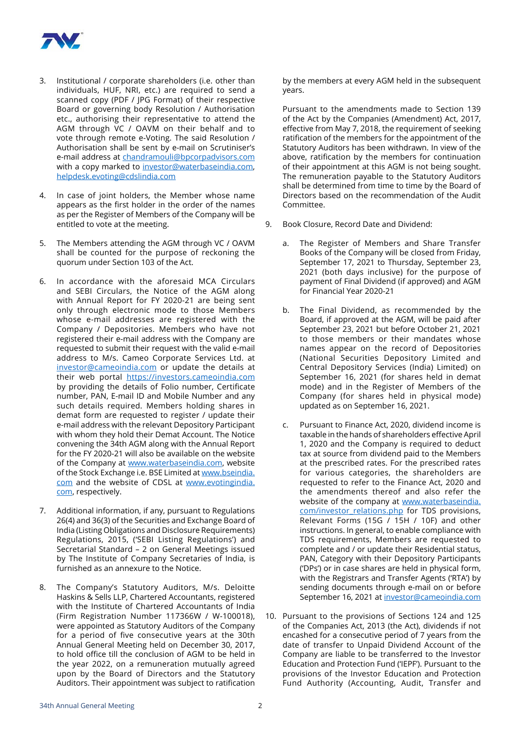3. Institutional / corporate shareholders (i.e. other than individuals, HUF, NRI, etc.) are required to send a scanned copy (PDF / JPG Format) of their respective Board or governing body Resolution / Authorisation etc., authorising their representative to attend the AGM through VC / OAVM on their behalf and to vote through remote e-Voting. The said Resolution / Authorisation shall be sent by e-mail on Scrutiniser's e-mail address at chandramouli@bpcorpadvisors.com with a copy marked to investor@waterbaseindia.com, helpdesk.evoting@cdslindia.com

4. In case of joint holders, the Member whose name appears as the first holder in the order of the names as per the Register of Members of the Company will be entitled to vote at the meeting.

5. The Members attending the AGM through VC / OAVM shall be counted for the purpose of reckoning the quorum under Section 103 of the Act.

6. In accordance with the aforesaid MCA Circulars and SEBI Circulars, the Notice of the AGM along with Annual Report for FY 2020-21 are being sent only through electronic mode to those Members whose e-mail addresses are registered with the Company / Depositories. Members who have not registered their e-mail address with the Company are requested to submit their request with the valid e-mail address to M/s. Cameo Corporate Services Ltd. at investor@cameoindia.com or update the details at their web portal https://investors.cameoindia.com by providing the details of Folio number, Certificate number, PAN, E-mail ID and Mobile Number and any such details required. Members holding shares in demat form are requested to register / update their e-mail address with the relevant Depository Participant with whom they hold their Demat Account. The Notice convening the 34th AGM along with the Annual Report for the FY 2020-21 will also be available on the website of the Company at www.waterbaseindia.com, website of the Stock Exchange i.e. BSE Limited at www.bseindia.com and the website of CDSL at www.evotingindia.com, respectively.

7. Additional information, if any, pursuant to Regulations 26(4) and 36(3) of the Securities and Exchange Board of India (Listing Obligations and Disclosure Requirements) Regulations, 2015, ('SEBI Listing Regulations') and Secretarial Standard – 2 on General Meetings issued by The Institute of Company Secretaries of India, is furnished as an annexure to the Notice.

8. The Company's Statutory Auditors, M/s. Deloitte Haskins & Sells LLP, Chartered Accountants, registered with the Institute of Chartered Accountants of India (Firm Registration Number 117366W / W-100018), were appointed as Statutory Auditors of the Company for a period of five consecutive years at the 30th Annual General Meeting held on December 30, 2017, to hold office till the conclusion of AGM to be held in the year 2022, on a remuneration mutually agreed upon by the Board of Directors and the Statutory Auditors. Their appointment was subject to ratification by the members at every AGM held in the subsequent years.

   Pursuant to the amendments made to Section 139 of the Act by the Companies (Amendment) Act, 2017, effective from May 7, 2018, the requirement of seeking ratification of the members for the appointment of the Statutory Auditors has been withdrawn. In view of the above, ratification by the members for continuation of their appointment at this AGM is not being sought. The remuneration payable to the Statutory Auditors shall be determined from time to time by the Board of Directors based on the recommendation of the Audit Committee.

9. Book Closure, Record Date and Dividend:

   a. The Register of Members and Share Transfer Books of the Company will be closed from Friday, September 17, 2021 to Thursday, September 23, 2021 (both days inclusive) for the purpose of payment of Final Dividend (if approved) and AGM for Financial Year 2020-21

   b. The Final Dividend, as recommended by the Board, if approved at the AGM, will be paid after September 23, 2021 but before October 21, 2021 to those members or their mandates whose names appear on the record of Depositories (National Securities Depository Limited and Central Depository Services (India) Limited) on September 16, 2021 (for shares held in demat mode) and in the Register of Members of the Company (for shares held in physical mode) updated as on September 16, 2021.

   c. Pursuant to Finance Act, 2020, dividend income is taxable in the hands of shareholders effective April 1, 2020 and the Company is required to deduct tax at source from dividend paid to the Members at the prescribed rates. For the prescribed rates for various categories, the shareholders are requested to refer to the Finance Act, 2020 and the amendments thereof and also refer the website of the company at www.waterbaseindia.com/investor_relations.php for TDS provisions, Relevant Forms (15G / 15H / 10F) and other instructions. In general, to enable compliance with TDS requirements, Members are requested to complete and / or update their Residential status, PAN, Category with their Depository Participants ('DPs') or in case shares are held in physical form, with the Registrars and Transfer Agents ('RTA') by sending documents through e-mail on or before September 16, 2021 at investor@cameoindia.com

10. Pursuant to the provisions of Sections 124 and 125 of the Companies Act, 2013 (the Act), dividends if not encashed for a consecutive period of 7 years from the date of transfer to Unpaid Dividend Account of the Company are liable to be transferred to the Investor Education and Protection Fund ('IEPF'). Pursuant to the provisions of the Investor Education and Protection Fund Authority (Accounting, Audit, Transfer and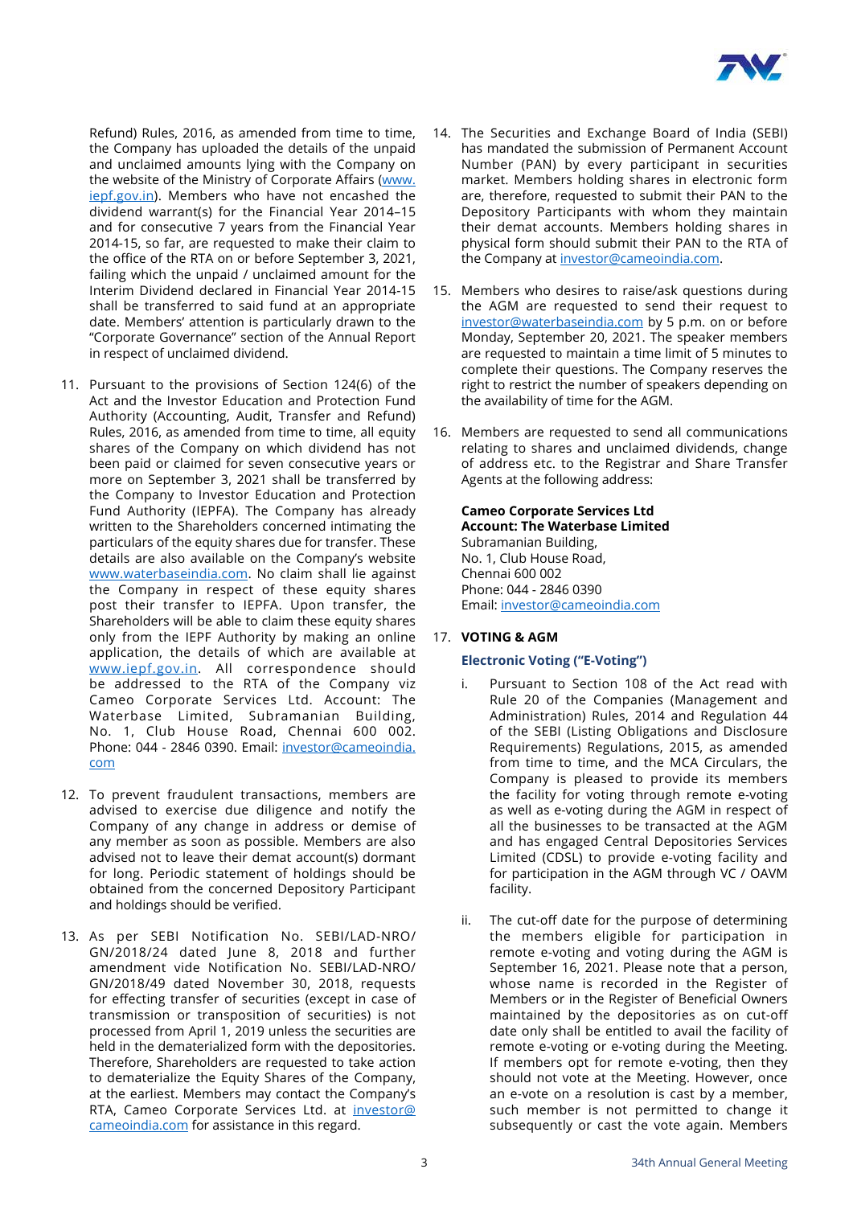Refund) Rules, 2016, as amended from time to time, the Company has uploaded the details of the unpaid and unclaimed amounts lying with the Company on the website of the Ministry of Corporate Affairs (www.iepf.gov.in). Members who have not encashed the dividend warrant(s) for the Financial Year 2014–15 and for consecutive 7 years from the Financial Year 2014-15, so far, are requested to make their claim to the office of the RTA on or before September 3, 2021, failing which the unpaid / unclaimed amount for the Interim Dividend declared in Financial Year 2014-15 shall be transferred to said fund at an appropriate date. Members' attention is particularly drawn to the "Corporate Governance" section of the Annual Report in respect of unclaimed dividend.

11. Pursuant to the provisions of Section 124(6) of the Act and the Investor Education and Protection Fund Authority (Accounting, Audit, Transfer and Refund) Rules, 2016, as amended from time to time, all equity shares of the Company on which dividend has not been paid or claimed for seven consecutive years or more on September 3, 2021 shall be transferred by the Company to Investor Education and Protection Fund Authority (IEPFA). The Company has already written to the Shareholders concerned intimating the particulars of the equity shares due for transfer. These details are also available on the Company's website www.waterbaseindia.com. No claim shall lie against the Company in respect of these equity shares post their transfer to IEPFA. Upon transfer, the Shareholders will be able to claim these equity shares only from the IEPF Authority by making an online application, the details of which are available at www.iepf.gov.in. All correspondence should be addressed to the RTA of the Company viz Cameo Corporate Services Ltd. Account: The Waterbase Limited, Subramanian Building, No. 1, Club House Road, Chennai 600 002. Phone: 044 - 2846 0390. Email: investor@cameoindia.com

12. To prevent fraudulent transactions, members are advised to exercise due diligence and notify the Company of any change in address or demise of any member as soon as possible. Members are also advised not to leave their demat account(s) dormant for long. Periodic statement of holdings should be obtained from the concerned Depository Participant and holdings should be verified.

13. As per SEBI Notification No. SEBI/LAD-NRO/GN/2018/24 dated June 8, 2018 and further amendment vide Notification No. SEBI/LAD-NRO/GN/2018/49 dated November 30, 2018, requests for effecting transfer of securities (except in case of transmission or transposition of securities) is not processed from April 1, 2019 unless the securities are held in the dematerialized form with the depositories. Therefore, Shareholders are requested to take action to dematerialize the Equity Shares of the Company, at the earliest. Members may contact the Company's RTA, Cameo Corporate Services Ltd. at investor@cameoindia.com for assistance in this regard.

14. The Securities and Exchange Board of India (SEBI) has mandated the submission of Permanent Account Number (PAN) by every participant in securities market. Members holding shares in electronic form are, therefore, requested to submit their PAN to the Depository Participants with whom they maintain their demat accounts. Members holding shares in physical form should submit their PAN to the RTA of the Company at investor@cameoindia.com.

15. Members who desires to raise/ask questions during the AGM are requested to send their request to investor@waterbaseindia.com by 5 p.m. on or before Monday, September 20, 2021. The speaker members are requested to maintain a time limit of 5 minutes to complete their questions. The Company reserves the right to restrict the number of speakers depending on the availability of time for the AGM.

16. Members are requested to send all communications relating to shares and unclaimed dividends, change of address etc. to the Registrar and Share Transfer Agents at the following address:

    **Cameo Corporate Services Ltd**
    **Account: The Waterbase Limited**
    Subramanian Building,
    No. 1, Club House Road,
    Chennai 600 002
    Phone: 044 - 2846 0390
    Email: investor@cameoindia.com

17. **VOTING & AGM**

    **Electronic Voting ("E-Voting")**

    i. Pursuant to Section 108 of the Act read with Rule 20 of the Companies (Management and Administration) Rules, 2014 and Regulation 44 of the SEBI (Listing Obligations and Disclosure Requirements) Regulations, 2015, as amended from time to time, and the MCA Circulars, the Company is pleased to provide its members the facility for voting through remote e-voting as well as e-voting during the AGM in respect of all the businesses to be transacted at the AGM and has engaged Central Depositories Services Limited (CDSL) to provide e-voting facility and for participation in the AGM through VC / OAVM facility.

    ii. The cut-off date for the purpose of determining the members eligible for participation in remote e-voting and voting during the AGM is September 16, 2021. Please note that a person, whose name is recorded in the Register of Members or in the Register of Beneficial Owners maintained by the depositories as on cut-off date only shall be entitled to avail the facility of remote e-voting or e-voting during the Meeting. If members opt for remote e-voting, then they should not vote at the Meeting. However, once an e-vote on a resolution is cast by a member, such member is not permitted to change it subsequently or cast the vote again. Members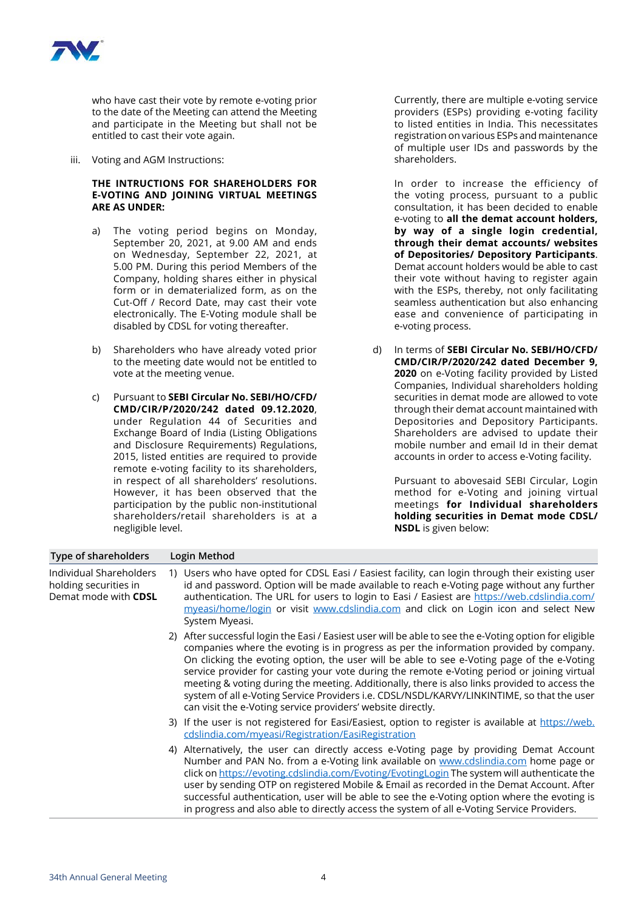who have cast their vote by remote e-voting prior to the date of the Meeting can attend the Meeting and participate in the Meeting but shall not be entitled to cast their vote again.

iii. Voting and AGM Instructions:

**THE INTRUCTIONS FOR SHAREHOLDERS FOR E-VOTING AND JOINING VIRTUAL MEETINGS ARE AS UNDER:**

a) The voting period begins on Monday, September 20, 2021, at 9.00 AM and ends on Wednesday, September 22, 2021, at 5.00 PM. During this period Members of the Company, holding shares either in physical form or in dematerialized form, as on the Cut-Off / Record Date, may cast their vote electronically. The E-Voting module shall be disabled by CDSL for voting thereafter.

b) Shareholders who have already voted prior to the meeting date would not be entitled to vote at the meeting venue.

c) Pursuant to **SEBI Circular No. SEBI/HO/CFD/CMD/CIR/P/2020/242 dated 09.12.2020**, under Regulation 44 of Securities and Exchange Board of India (Listing Obligations and Disclosure Requirements) Regulations, 2015, listed entities are required to provide remote e-voting facility to its shareholders, in respect of all shareholders' resolutions. However, it has been observed that the participation by the public non-institutional shareholders/retail shareholders is at a negligible level.

Currently, there are multiple e-voting service providers (ESPs) providing e-voting facility to listed entities in India. This necessitates registration on various ESPs and maintenance of multiple user IDs and passwords by the shareholders.

In order to increase the efficiency of the voting process, pursuant to a public consultation, it has been decided to enable e-voting to **all the demat account holders, by way of a single login credential, through their demat accounts/ websites of Depositories/ Depository Participants**. Demat account holders would be able to cast their vote without having to register again with the ESPs, thereby, not only facilitating seamless authentication but also enhancing ease and convenience of participating in e-voting process.

d) In terms of **SEBI Circular No. SEBI/HO/CFD/CMD/CIR/P/2020/242 dated December 9, 2020** on e-Voting facility provided by Listed Companies, Individual shareholders holding securities in demat mode are allowed to vote through their demat account maintained with Depositories and Depository Participants. Shareholders are advised to update their mobile number and email Id in their demat accounts in order to access e-Voting facility.

Pursuant to abovesaid SEBI Circular, Login method for e-Voting and joining virtual meetings **for Individual shareholders holding securities in Demat mode CDSL/ NSDL** is given below:

| Type of shareholders | Login Method |
|---|---|
| Individual Shareholders holding securities in Demat mode with **CDSL** | 1) Users who have opted for CDSL Easi / Easiest facility, can login through their existing user id and password. Option will be made available to reach e-Voting page without any further authentication. The URL for users to login to Easi / Easiest are https://web.cdslindia.com/myeasi/home/login or visit www.cdslindia.com and click on Login icon and select New System Myeasi. |
| | 2) After successful login the Easi / Easiest user will be able to see the e-Voting option for eligible companies where the evoting is in progress as per the information provided by company. On clicking the evoting option, the user will be able to see e-Voting page of the e-Voting service provider for casting your vote during the remote e-Voting period or joining virtual meeting & voting during the meeting. Additionally, there is also links provided to access the system of all e-Voting Service Providers i.e. CDSL/NSDL/KARVY/LINKINTIME, so that the user can visit the e-Voting service providers' website directly. |
| | 3) If the user is not registered for Easi/Easiest, option to register is available at https://web.cdslindia.com/myeasi/Registration/EasiRegistration |
| | 4) Alternatively, the user can directly access e-Voting page by providing Demat Account Number and PAN No. from a e-Voting link available on www.cdslindia.com home page or click on https://evoting.cdslindia.com/Evoting/EvotingLogin The system will authenticate the user by sending OTP on registered Mobile & Email as recorded in the Demat Account. After successful authentication, user will be able to see the e-Voting option where the evoting is in progress and also able to directly access the system of all e-Voting Service Providers. |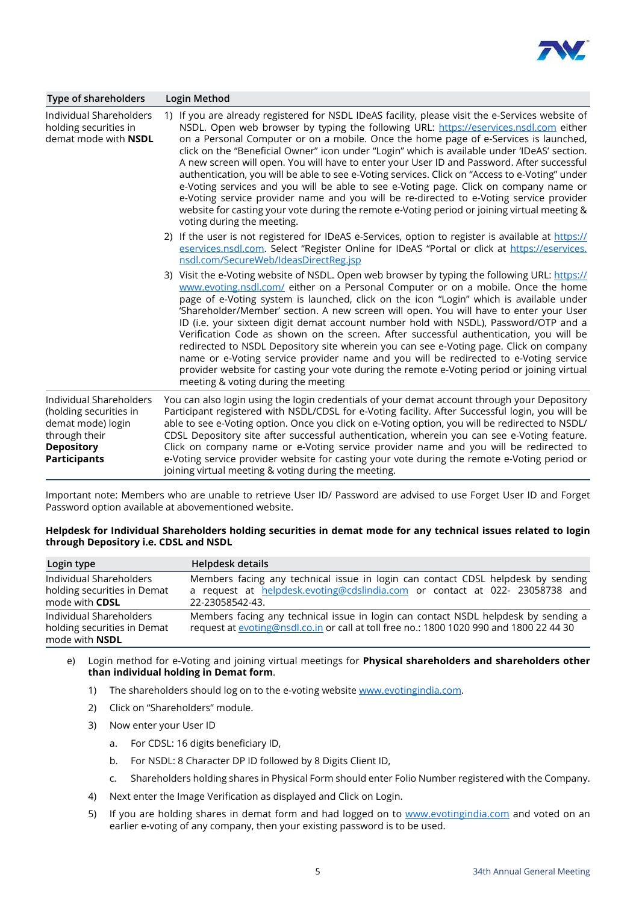| Type of shareholders | Login Method |
|---|---|
| Individual Shareholders holding securities in demat mode with **NSDL** | 1) If you are already registered for NSDL IDeAS facility, please visit the e-Services website of NSDL. Open web browser by typing the following URL: https://eservices.nsdl.com either on a Personal Computer or on a mobile. Once the home page of e-Services is launched, click on the "Beneficial Owner" icon under "Login" which is available under 'IDeAS' section. A new screen will open. You will have to enter your User ID and Password. After successful authentication, you will be able to see e-Voting services. Click on "Access to e-Voting" under e-Voting services and you will be able to see e-Voting page. Click on company name or e-Voting service provider name and you will be re-directed to e-Voting service provider website for casting your vote during the remote e-Voting period or joining virtual meeting & voting during the meeting.<br>2) If the user is not registered for IDeAS e-Services, option to register is available at https://eservices.nsdl.com. Select "Register Online for IDeAS "Portal or click at https://eservices.nsdl.com/SecureWeb/IdeasDirectReg.jsp<br>3) Visit the e-Voting website of NSDL. Open web browser by typing the following URL: https://www.evoting.nsdl.com/ either on a Personal Computer or on a mobile. Once the home page of e-Voting system is launched, click on the icon "Login" which is available under 'Shareholder/Member' section. A new screen will open. You will have to enter your User ID (i.e. your sixteen digit demat account number hold with NSDL), Password/OTP and a Verification Code as shown on the screen. After successful authentication, you will be redirected to NSDL Depository site wherein you can see e-Voting page. Click on company name or e-Voting service provider name and you will be redirected to e-Voting service provider website for casting your vote during the remote e-Voting period or joining virtual meeting & voting during the meeting |
| Individual Shareholders (holding securities in demat mode) login through their **Depository Participants** | You can also login using the login credentials of your demat account through your Depository Participant registered with NSDL/CDSL for e-Voting facility. After Successful login, you will be able to see e-Voting option. Once you click on e-Voting option, you will be redirected to NSDL/CDSL Depository site after successful authentication, wherein you can see e-Voting feature. Click on company name or e-Voting service provider name and you will be redirected to e-Voting service provider website for casting your vote during the remote e-Voting period or joining virtual meeting & voting during the meeting. |

Important note: Members who are unable to retrieve User ID/ Password are advised to use Forget User ID and Forget Password option available at abovementioned website.

**Helpdesk for Individual Shareholders holding securities in demat mode for any technical issues related to login through Depository i.e. CDSL and NSDL**

| Login type | Helpdesk details |
|---|---|
| Individual Shareholders holding securities in Demat mode with **CDSL** | Members facing any technical issue in login can contact CDSL helpdesk by sending a request at helpdesk.evoting@cdslindia.com or contact at 022- 23058738 and 22-23058542-43. |
| Individual Shareholders holding securities in Demat mode with **NSDL** | Members facing any technical issue in login can contact NSDL helpdesk by sending a request at evoting@nsdl.co.in or call at toll free no.: 1800 1020 990 and 1800 22 44 30 |

e) Login method for e-Voting and joining virtual meetings for **Physical shareholders and shareholders other than individual holding in Demat form**.

1) The shareholders should log on to the e-voting website www.evotingindia.com.
2) Click on "Shareholders" module.
3) Now enter your User ID
   a. For CDSL: 16 digits beneficiary ID,
   b. For NSDL: 8 Character DP ID followed by 8 Digits Client ID,
   c. Shareholders holding shares in Physical Form should enter Folio Number registered with the Company.
4) Next enter the Image Verification as displayed and Click on Login.
5) If you are holding shares in demat form and had logged on to www.evotingindia.com and voted on an earlier e-voting of any company, then your existing password is to be used.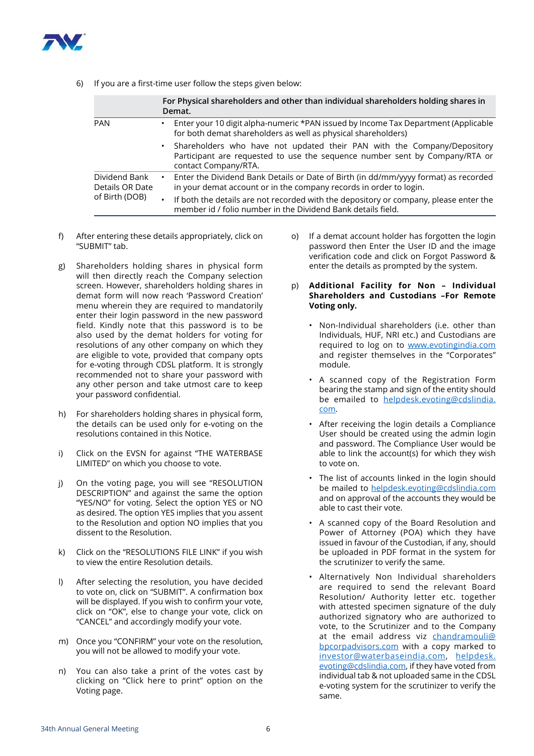6) If you are a first-time user follow the steps given below:

| | For Physical shareholders and other than individual shareholders holding shares in Demat. |
|---|---|
| PAN | • Enter your 10 digit alpha-numeric *PAN issued by Income Tax Department (Applicable for both demat shareholders as well as physical shareholders)<br>• Shareholders who have not updated their PAN with the Company/Depository Participant are requested to use the sequence number sent by Company/RTA or contact Company/RTA. |
| Dividend Bank Details OR Date of Birth (DOB) | • Enter the Dividend Bank Details or Date of Birth (in dd/mm/yyyy format) as recorded in your demat account or in the company records in order to login.<br>• If both the details are not recorded with the depository or company, please enter the member id / folio number in the Dividend Bank details field. |

f) After entering these details appropriately, click on "SUBMIT" tab.

g) Shareholders holding shares in physical form will then directly reach the Company selection screen. However, shareholders holding shares in demat form will now reach 'Password Creation' menu wherein they are required to mandatorily enter their login password in the new password field. Kindly note that this password is to be also used by the demat holders for voting for resolutions of any other company on which they are eligible to vote, provided that company opts for e-voting through CDSL platform. It is strongly recommended not to share your password with any other person and take utmost care to keep your password confidential.

h) For shareholders holding shares in physical form, the details can be used only for e-voting on the resolutions contained in this Notice.

i) Click on the EVSN for against "THE WATERBASE LIMITED" on which you choose to vote.

j) On the voting page, you will see "RESOLUTION DESCRIPTION" and against the same the option "YES/NO" for voting. Select the option YES or NO as desired. The option YES implies that you assent to the Resolution and option NO implies that you dissent to the Resolution.

k) Click on the "RESOLUTIONS FILE LINK" if you wish to view the entire Resolution details.

l) After selecting the resolution, you have decided to vote on, click on "SUBMIT". A confirmation box will be displayed. If you wish to confirm your vote, click on "OK", else to change your vote, click on "CANCEL" and accordingly modify your vote.

m) Once you "CONFIRM" your vote on the resolution, you will not be allowed to modify your vote.

n) You can also take a print of the votes cast by clicking on "Click here to print" option on the Voting page.

o) If a demat account holder has forgotten the login password then Enter the User ID and the image verification code and click on Forgot Password & enter the details as prompted by the system.

p) **Additional Facility for Non – Individual Shareholders and Custodians –For Remote Voting only.**

- Non-Individual shareholders (i.e. other than Individuals, HUF, NRI etc.) and Custodians are required to log on to www.evotingindia.com and register themselves in the "Corporates" module.
- A scanned copy of the Registration Form bearing the stamp and sign of the entity should be emailed to helpdesk.evoting@cdslindia.com.
- After receiving the login details a Compliance User should be created using the admin login and password. The Compliance User would be able to link the account(s) for which they wish to vote on.
- The list of accounts linked in the login should be mailed to helpdesk.evoting@cdslindia.com and on approval of the accounts they would be able to cast their vote.
- A scanned copy of the Board Resolution and Power of Attorney (POA) which they have issued in favour of the Custodian, if any, should be uploaded in PDF format in the system for the scrutinizer to verify the same.
- Alternatively Non Individual shareholders are required to send the relevant Board Resolution/ Authority letter etc. together with attested specimen signature of the duly authorized signatory who are authorized to vote, to the Scrutinizer and to the Company at the email address viz chandramouli@bpcorpadvisors.com with a copy marked to investor@waterbaseindia.com, helpdesk.evoting@cdslindia.com, if they have voted from individual tab & not uploaded same in the CDSL e-voting system for the scrutinizer to verify the same.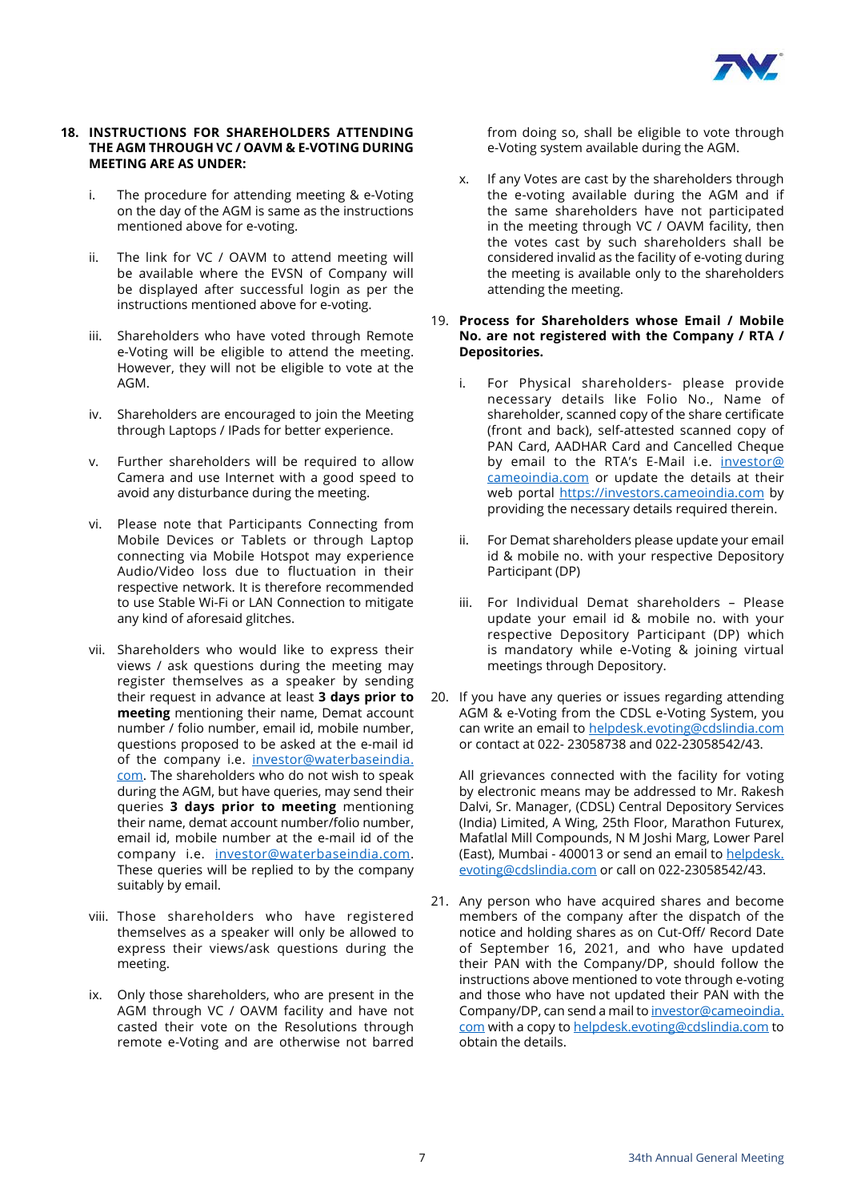18. **INSTRUCTIONS FOR SHAREHOLDERS ATTENDING THE AGM THROUGH VC / OAVM & E-VOTING DURING MEETING ARE AS UNDER:**

    i. The procedure for attending meeting & e-Voting on the day of the AGM is same as the instructions mentioned above for e-voting.

    ii. The link for VC / OAVM to attend meeting will be available where the EVSN of Company will be displayed after successful login as per the instructions mentioned above for e-voting.

    iii. Shareholders who have voted through Remote e-Voting will be eligible to attend the meeting. However, they will not be eligible to vote at the AGM.

    iv. Shareholders are encouraged to join the Meeting through Laptops / IPads for better experience.

    v. Further shareholders will be required to allow Camera and use Internet with a good speed to avoid any disturbance during the meeting.

    vi. Please note that Participants Connecting from Mobile Devices or Tablets or through Laptop connecting via Mobile Hotspot may experience Audio/Video loss due to fluctuation in their respective network. It is therefore recommended to use Stable Wi-Fi or LAN Connection to mitigate any kind of aforesaid glitches.

    vii. Shareholders who would like to express their views / ask questions during the meeting may register themselves as a speaker by sending their request in advance at least **3 days prior to meeting** mentioning their name, Demat account number / folio number, email id, mobile number, questions proposed to be asked at the e-mail id of the company i.e. investor@waterbaseindia.com. The shareholders who do not wish to speak during the AGM, but have queries, may send their queries **3 days prior to meeting** mentioning their name, demat account number/folio number, email id, mobile number at the e-mail id of the company i.e. investor@waterbaseindia.com. These queries will be replied to by the company suitably by email.

    viii. Those shareholders who have registered themselves as a speaker will only be allowed to express their views/ask questions during the meeting.

    ix. Only those shareholders, who are present in the AGM through VC / OAVM facility and have not casted their vote on the Resolutions through remote e-Voting and are otherwise not barred from doing so, shall be eligible to vote through e-Voting system available during the AGM.

    x. If any Votes are cast by the shareholders through the e-voting available during the AGM and if the same shareholders have not participated in the meeting through VC / OAVM facility, then the votes cast by such shareholders shall be considered invalid as the facility of e-voting during the meeting is available only to the shareholders attending the meeting.

19. **Process for Shareholders whose Email / Mobile No. are not registered with the Company / RTA / Depositories.**

    i. For Physical shareholders- please provide necessary details like Folio No., Name of shareholder, scanned copy of the share certificate (front and back), self-attested scanned copy of PAN Card, AADHAR Card and Cancelled Cheque by email to the RTA's E-Mail i.e. investor@cameoindia.com or update the details at their web portal https://investors.cameoindia.com by providing the necessary details required therein.

    ii. For Demat shareholders please update your email id & mobile no. with your respective Depository Participant (DP)

    iii. For Individual Demat shareholders – Please update your email id & mobile no. with your respective Depository Participant (DP) which is mandatory while e-Voting & joining virtual meetings through Depository.

20. If you have any queries or issues regarding attending AGM & e-Voting from the CDSL e-Voting System, you can write an email to helpdesk.evoting@cdslindia.com or contact at 022- 23058738 and 022-23058542/43.

    All grievances connected with the facility for voting by electronic means may be addressed to Mr. Rakesh Dalvi, Sr. Manager, (CDSL) Central Depository Services (India) Limited, A Wing, 25th Floor, Marathon Futurex, Mafatlal Mill Compounds, N M Joshi Marg, Lower Parel (East), Mumbai - 400013 or send an email to helpdesk.evoting@cdslindia.com or call on 022-23058542/43.

21. Any person who have acquired shares and become members of the company after the dispatch of the notice and holding shares as on Cut-Off/ Record Date of September 16, 2021, and who have updated their PAN with the Company/DP, should follow the instructions above mentioned to vote through e-voting and those who have not updated their PAN with the Company/DP, can send a mail to investor@cameoindia.com with a copy to helpdesk.evoting@cdslindia.com to obtain the details.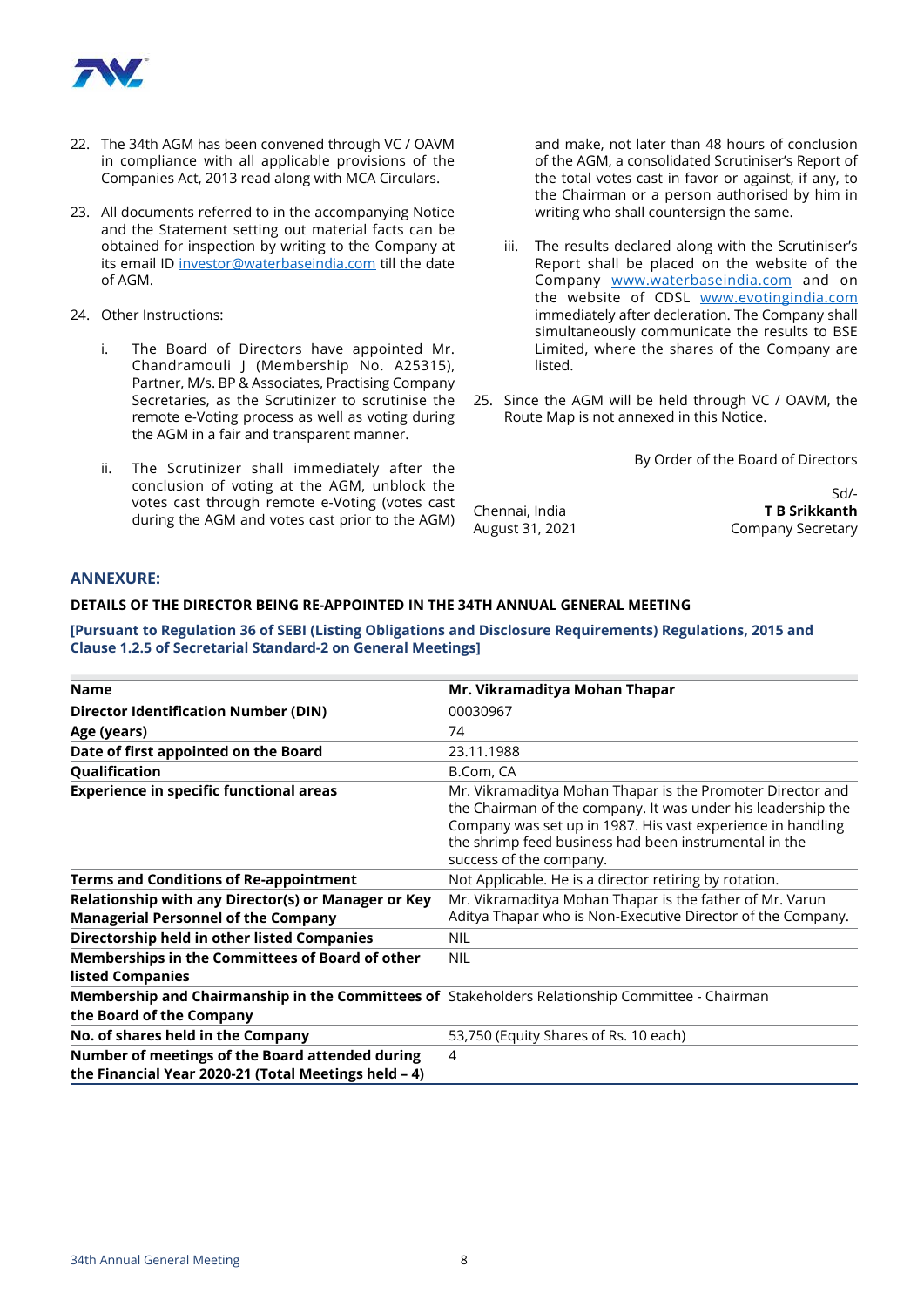22. The 34th AGM has been convened through VC / OAVM in compliance with all applicable provisions of the Companies Act, 2013 read along with MCA Circulars.

23. All documents referred to in the accompanying Notice and the Statement setting out material facts can be obtained for inspection by writing to the Company at its email ID investor@waterbaseindia.com till the date of AGM.

24. Other Instructions:

    i. The Board of Directors have appointed Mr. Chandramouli J (Membership No. A25315), Partner, M/s. BP & Associates, Practising Company Secretaries, as the Scrutinizer to scrutinise the remote e-Voting process as well as voting during the AGM in a fair and transparent manner.

    ii. The Scrutinizer shall immediately after the conclusion of voting at the AGM, unblock the votes cast through remote e-Voting (votes cast during the AGM and votes cast prior to the AGM) and make, not later than 48 hours of conclusion of the AGM, a consolidated Scrutiniser's Report of the total votes cast in favor or against, if any, to the Chairman or a person authorised by him in writing who shall countersign the same.

    iii. The results declared along with the Scrutiniser's Report shall be placed on the website of the Company www.waterbaseindia.com and on the website of CDSL www.evotingindia.com immediately after decleration. The Company shall simultaneously communicate the results to BSE Limited, where the shares of the Company are listed.

25. Since the AGM will be held through VC / OAVM, the Route Map is not annexed in this Notice.

By Order of the Board of Directors

Sd/-
**T B Srikkanth**
Company Secretary

Chennai, India
August 31, 2021

## ANNEXURE:

**DETAILS OF THE DIRECTOR BEING RE-APPOINTED IN THE 34TH ANNUAL GENERAL MEETING**

**[Pursuant to Regulation 36 of SEBI (Listing Obligations and Disclosure Requirements) Regulations, 2015 and Clause 1.2.5 of Secretarial Standard-2 on General Meetings]**

| **Name** | **Mr. Vikramaditya Mohan Thapar** |
|---|---|
| **Director Identification Number (DIN)** | 00030967 |
| **Age (years)** | 74 |
| **Date of first appointed on the Board** | 23.11.1988 |
| **Qualification** | B.Com, CA |
| **Experience in specific functional areas** | Mr. Vikramaditya Mohan Thapar is the Promoter Director and the Chairman of the company. It was under his leadership the Company was set up in 1987. His vast experience in handling the shrimp feed business had been instrumental in the success of the company. |
| **Terms and Conditions of Re-appointment** | Not Applicable. He is a director retiring by rotation. |
| **Relationship with any Director(s) or Manager or Key Managerial Personnel of the Company** | Mr. Vikramaditya Mohan Thapar is the father of Mr. Varun Aditya Thapar who is Non-Executive Director of the Company. |
| **Directorship held in other listed Companies** | NIL |
| **Memberships in the Committees of Board of other listed Companies** | NIL |
| **Membership and Chairmanship in the Committees of the Board of the Company** | Stakeholders Relationship Committee - Chairman |
| **No. of shares held in the Company** | 53,750 (Equity Shares of Rs. 10 each) |
| **Number of meetings of the Board attended during the Financial Year 2020-21 (Total Meetings held – 4)** | 4 |